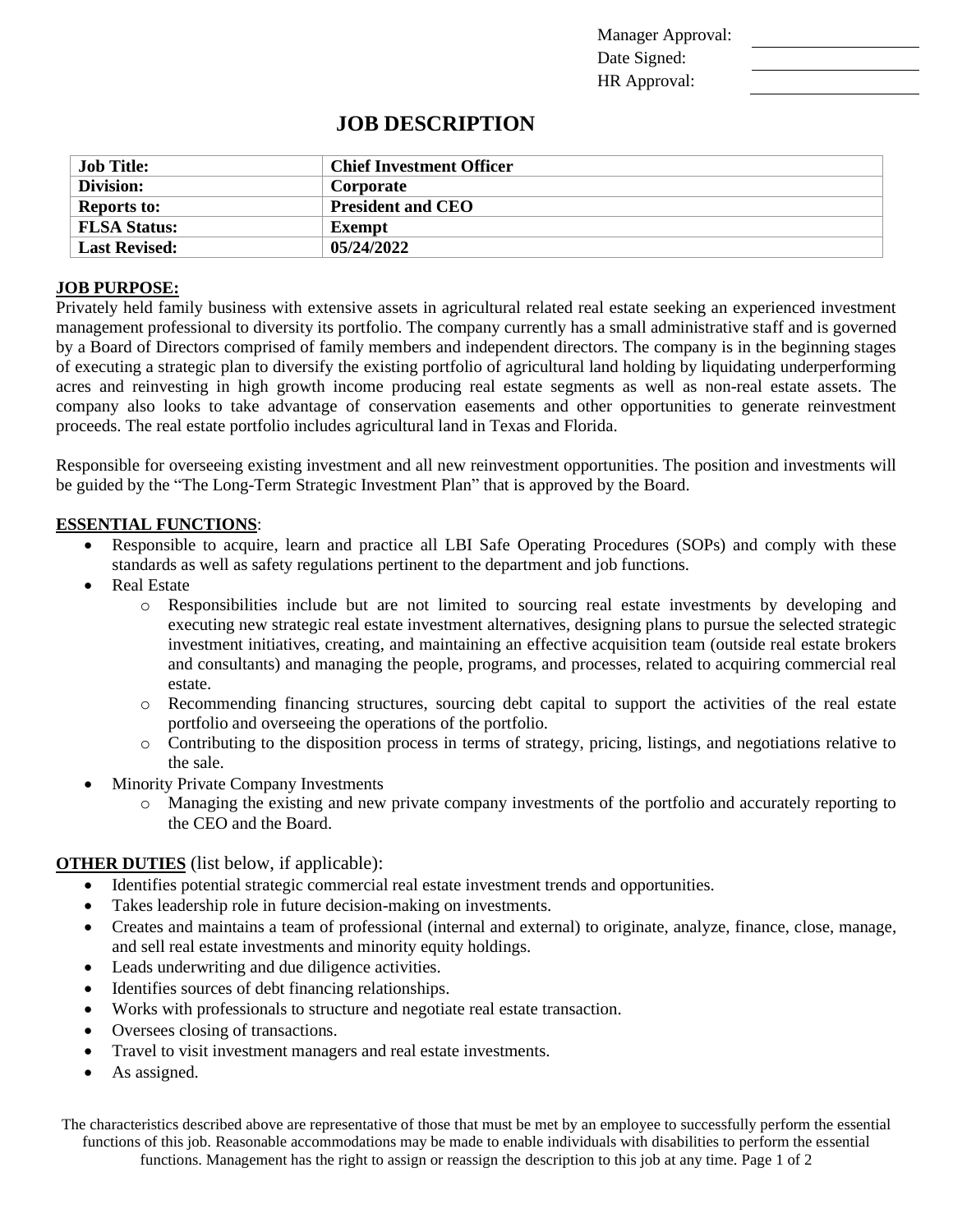Manager Approval: \_\_\_\_\_\_\_\_\_\_\_\_\_\_\_\_
Date Signed: \_\_\_\_\_\_\_\_\_\_\_\_\_\_\_\_
HR Approval: \_\_\_\_\_\_\_\_\_\_\_\_\_\_\_\_

# JOB DESCRIPTION

| **Job Title:** | **Chief Investment Officer** |
| --- | --- |
| **Division:** | **Corporate** |
| **Reports to:** | **President and CEO** |
| **FLSA Status:** | **Exempt** |
| **Last Revised:** | **05/24/2022** |

## JOB PURPOSE:

Privately held family business with extensive assets in agricultural related real estate seeking an experienced investment management professional to diversity its portfolio. The company currently has a small administrative staff and is governed by a Board of Directors comprised of family members and independent directors. The company is in the beginning stages of executing a strategic plan to diversify the existing portfolio of agricultural land holding by liquidating underperforming acres and reinvesting in high growth income producing real estate segments as well as non-real estate assets. The company also looks to take advantage of conservation easements and other opportunities to generate reinvestment proceeds. The real estate portfolio includes agricultural land in Texas and Florida.

Responsible for overseeing existing investment and all new reinvestment opportunities. The position and investments will be guided by the "The Long-Term Strategic Investment Plan" that is approved by the Board.

## ESSENTIAL FUNCTIONS:

- Responsible to acquire, learn and practice all LBI Safe Operating Procedures (SOPs) and comply with these standards as well as safety regulations pertinent to the department and job functions.
- Real Estate
  - Responsibilities include but are not limited to sourcing real estate investments by developing and executing new strategic real estate investment alternatives, designing plans to pursue the selected strategic investment initiatives, creating, and maintaining an effective acquisition team (outside real estate brokers and consultants) and managing the people, programs, and processes, related to acquiring commercial real estate.
  - Recommending financing structures, sourcing debt capital to support the activities of the real estate portfolio and overseeing the operations of the portfolio.
  - Contributing to the disposition process in terms of strategy, pricing, listings, and negotiations relative to the sale.
- Minority Private Company Investments
  - Managing the existing and new private company investments of the portfolio and accurately reporting to the CEO and the Board.

## OTHER DUTIES (list below, if applicable):

- Identifies potential strategic commercial real estate investment trends and opportunities.
- Takes leadership role in future decision-making on investments.
- Creates and maintains a team of professional (internal and external) to originate, analyze, finance, close, manage, and sell real estate investments and minority equity holdings.
- Leads underwriting and due diligence activities.
- Identifies sources of debt financing relationships.
- Works with professionals to structure and negotiate real estate transaction.
- Oversees closing of transactions.
- Travel to visit investment managers and real estate investments.
- As assigned.

The characteristics described above are representative of those that must be met by an employee to successfully perform the essential functions of this job. Reasonable accommodations may be made to enable individuals with disabilities to perform the essential functions. Management has the right to assign or reassign the description to this job at any time.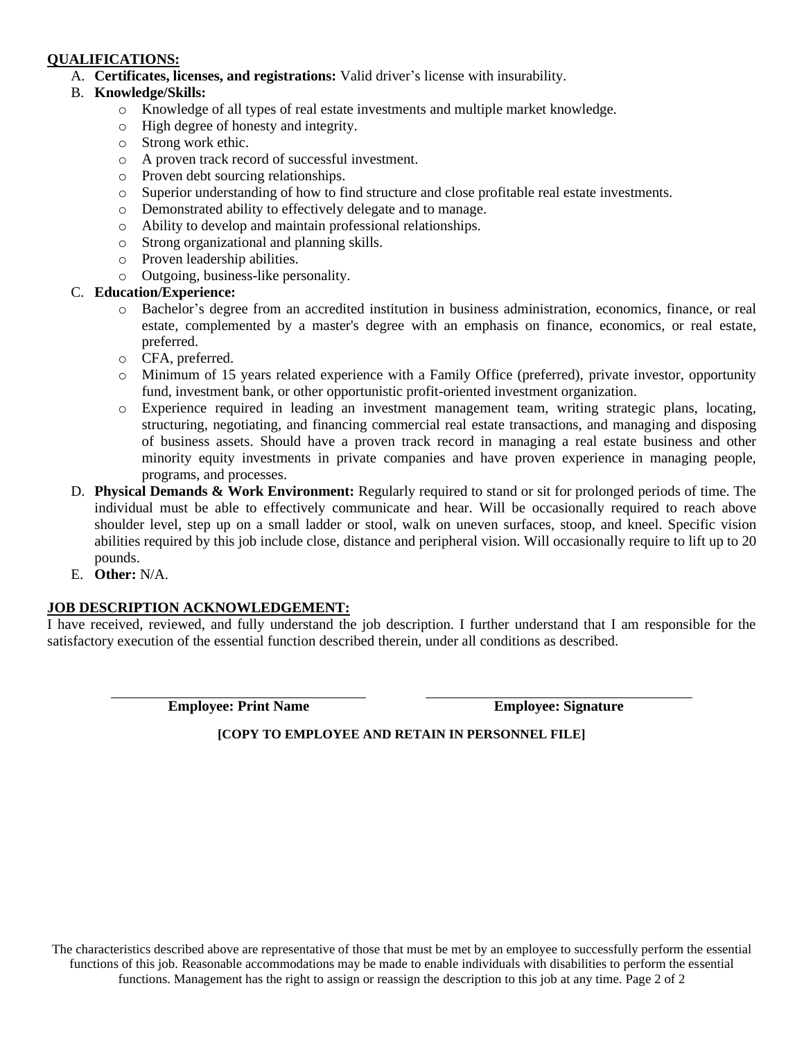**QUALIFICATIONS:**

A. **Certificates, licenses, and registrations:** Valid driver's license with insurability.

B. **Knowledge/Skills:**
   - Knowledge of all types of real estate investments and multiple market knowledge.
   - High degree of honesty and integrity.
   - Strong work ethic.
   - A proven track record of successful investment.
   - Proven debt sourcing relationships.
   - Superior understanding of how to find structure and close profitable real estate investments.
   - Demonstrated ability to effectively delegate and to manage.
   - Ability to develop and maintain professional relationships.
   - Strong organizational and planning skills.
   - Proven leadership abilities.
   - Outgoing, business-like personality.

C. **Education/Experience:**
   - Bachelor's degree from an accredited institution in business administration, economics, finance, or real estate, complemented by a master's degree with an emphasis on finance, economics, or real estate, preferred.
   - CFA, preferred.
   - Minimum of 15 years related experience with a Family Office (preferred), private investor, opportunity fund, investment bank, or other opportunistic profit-oriented investment organization.
   - Experience required in leading an investment management team, writing strategic plans, locating, structuring, negotiating, and financing commercial real estate transactions, and managing and disposing of business assets. Should have a proven track record in managing a real estate business and other minority equity investments in private companies and have proven experience in managing people, programs, and processes.

D. **Physical Demands & Work Environment:** Regularly required to stand or sit for prolonged periods of time. The individual must be able to effectively communicate and hear. Will be occasionally required to reach above shoulder level, step up on a small ladder or stool, walk on uneven surfaces, stoop, and kneel. Specific vision abilities required by this job include close, distance and peripheral vision. Will occasionally require to lift up to 20 pounds.

E. **Other:** N/A.

**JOB DESCRIPTION ACKNOWLEDGEMENT:**

I have received, reviewed, and fully understand the job description. I further understand that I am responsible for the satisfactory execution of the essential function described therein, under all conditions as described.

| | |
|---|---|
| **Employee: Print Name** | **Employee: Signature** |

**[COPY TO EMPLOYEE AND RETAIN IN PERSONNEL FILE]**

The characteristics described above are representative of those that must be met by an employee to successfully perform the essential functions of this job. Reasonable accommodations may be made to enable individuals with disabilities to perform the essential functions. Management has the right to assign or reassign the description to this job at any time.